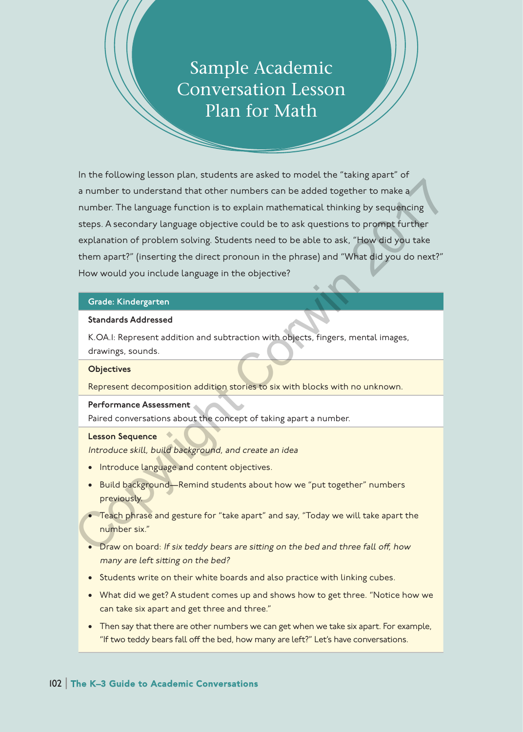# Sample Academic Conversation Lesson Plan for Math

In the following lesson plan, students are asked to model the "taking apart" of a number to understand that other numbers can be added together to make a number. The language function is to explain mathematical thinking by sequencing steps. A secondary language objective could be to ask questions to prompt further explanation of problem solving. Students need to be able to ask, "How did you take them apart?" (inserting the direct pronoun in the phrase) and "What did you do next?" How would you include language in the objective?

**Grade: Kindergarten**

**Standards Addressed**

K.OA.1: Represent addition and subtraction with objects, fingers, mental images, drawings, sounds.

**Objectives**

Represent decomposition addition stories to six with blocks with no unknown.

**Performance Assessment**

Paired conversations about the concept of taking apart a number.

**Lesson Sequence**

*Introduce skill, build background, and create an idea*

- Introduce language and content objectives.
- Build background—Remind students about how we "put together" numbers previously.
- Teach phrase and gesture for "take apart" and say, "Today we will take apart the number six."
- Draw on board: *If six teddy bears are sitting on the bed and three fall off, how many are left sitting on the bed?*
- Students write on their white boards and also practice with linking cubes.
- What did we get? A student comes up and shows how to get three. "Notice how we can take six apart and get three and three."
- Then say that there are other numbers we can get when we take six apart. For example, "If two teddy bears fall off the bed, how many are left?" Let's have conversations.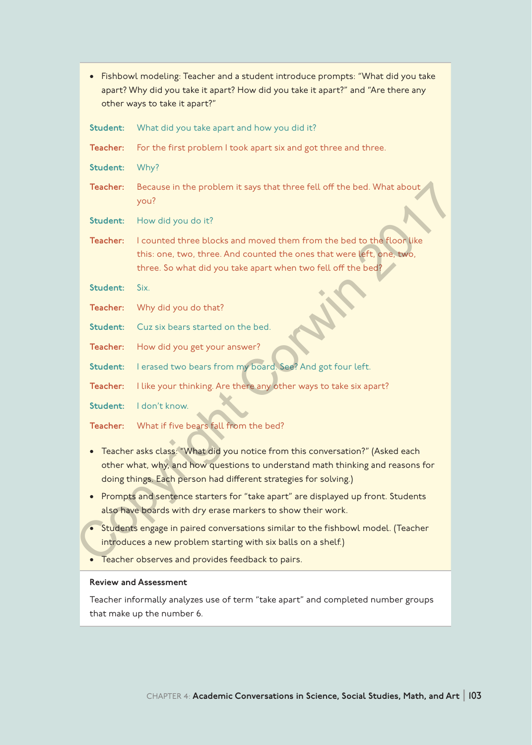- Fishbowl modeling: Teacher and a student introduce prompts: "What did you take apart? Why did you take it apart? How did you take it apart?" and "Are there any other ways to take it apart?"

**Student:** What did you take apart and how you did it?

**Teacher:** For the first problem I took apart six and got three and three.

**Student:** Why?

**Teacher:** Because in the problem it says that three fell off the bed. What about you?

**Student:** How did you do it?

**Teacher:** I counted three blocks and moved them from the bed to the floor like this: one, two, three. And counted the ones that were left, one, two, three. So what did you take apart when two fell off the bed?

**Student:** Six.

**Teacher:** Why did you do that?

**Student:** Cuz six bears started on the bed.

**Teacher:** How did you get your answer?

**Student:** I erased two bears from my board. See? And got four left.

**Teacher:** I like your thinking. Are there any other ways to take six apart?

**Student:** I don't know.

**Teacher:** What if five bears fall from the bed?

- Teacher asks class: "What did you notice from this conversation?" (Asked each other what, why, and how questions to understand math thinking and reasons for doing things. Each person had different strategies for solving.)
- Prompts and sentence starters for "take apart" are displayed up front. Students also have boards with dry erase markers to show their work.
- Students engage in paired conversations similar to the fishbowl model. (Teacher introduces a new problem starting with six balls on a shelf.)
- Teacher observes and provides feedback to pairs.

**Review and Assessment**

Teacher informally analyzes use of term "take apart" and completed number groups that make up the number 6.